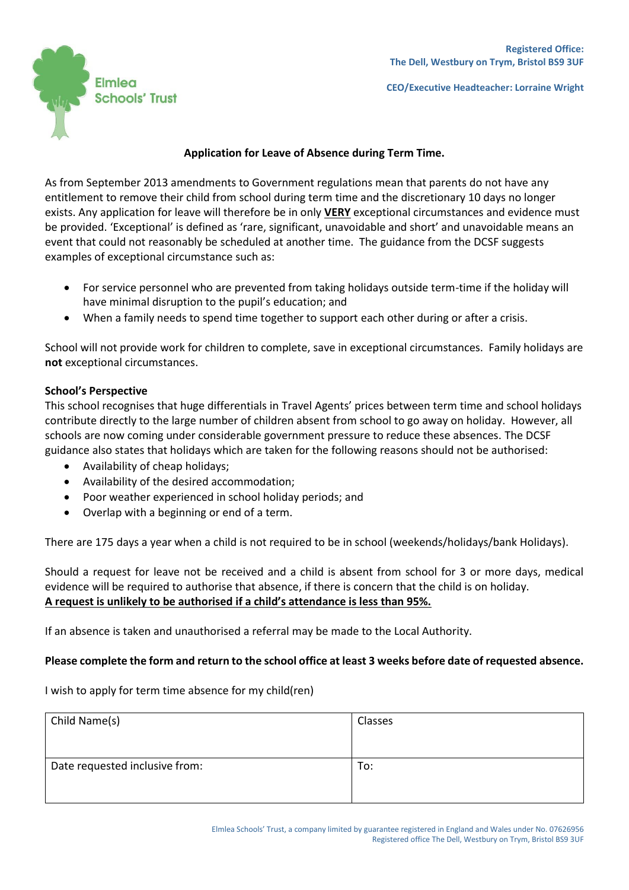Elmlea Schools' Trust

**Registered Office:**
**The Dell, Westbury on Trym, Bristol BS9 3UF**

**CEO/Executive Headteacher: Lorraine Wright**

## Application for Leave of Absence during Term Time.

As from September 2013 amendments to Government regulations mean that parents do not have any entitlement to remove their child from school during term time and the discretionary 10 days no longer exists. Any application for leave will therefore be in only <u>**VERY**</u> exceptional circumstances and evidence must be provided. 'Exceptional' is defined as 'rare, significant, unavoidable and short' and unavoidable means an event that could not reasonably be scheduled at another time. The guidance from the DCSF suggests examples of exceptional circumstance such as:

- For service personnel who are prevented from taking holidays outside term-time if the holiday will have minimal disruption to the pupil's education; and
- When a family needs to spend time together to support each other during or after a crisis.

School will not provide work for children to complete, save in exceptional circumstances. Family holidays are **not** exceptional circumstances.

**School's Perspective**

This school recognises that huge differentials in Travel Agents' prices between term time and school holidays contribute directly to the large number of children absent from school to go away on holiday. However, all schools are now coming under considerable government pressure to reduce these absences. The DCSF guidance also states that holidays which are taken for the following reasons should not be authorised:

- Availability of cheap holidays;
- Availability of the desired accommodation;
- Poor weather experienced in school holiday periods; and
- Overlap with a beginning or end of a term.

There are 175 days a year when a child is not required to be in school (weekends/holidays/bank Holidays).

Should a request for leave not be received and a child is absent from school for 3 or more days, medical evidence will be required to authorise that absence, if there is concern that the child is on holiday.
<u>**A request is unlikely to be authorised if a child's attendance is less than 95%.**</u>

If an absence is taken and unauthorised a referral may be made to the Local Authority.

**Please complete the form and return to the school office at least 3 weeks before date of requested absence.**

I wish to apply for term time absence for my child(ren)

| Child Name(s) | Classes |
|---|---|
| Date requested inclusive from: | To: |

Elmlea Schools' Trust, a company limited by guarantee registered in England and Wales under No. 07626956
Registered office The Dell, Westbury on Trym, Bristol BS9 3UF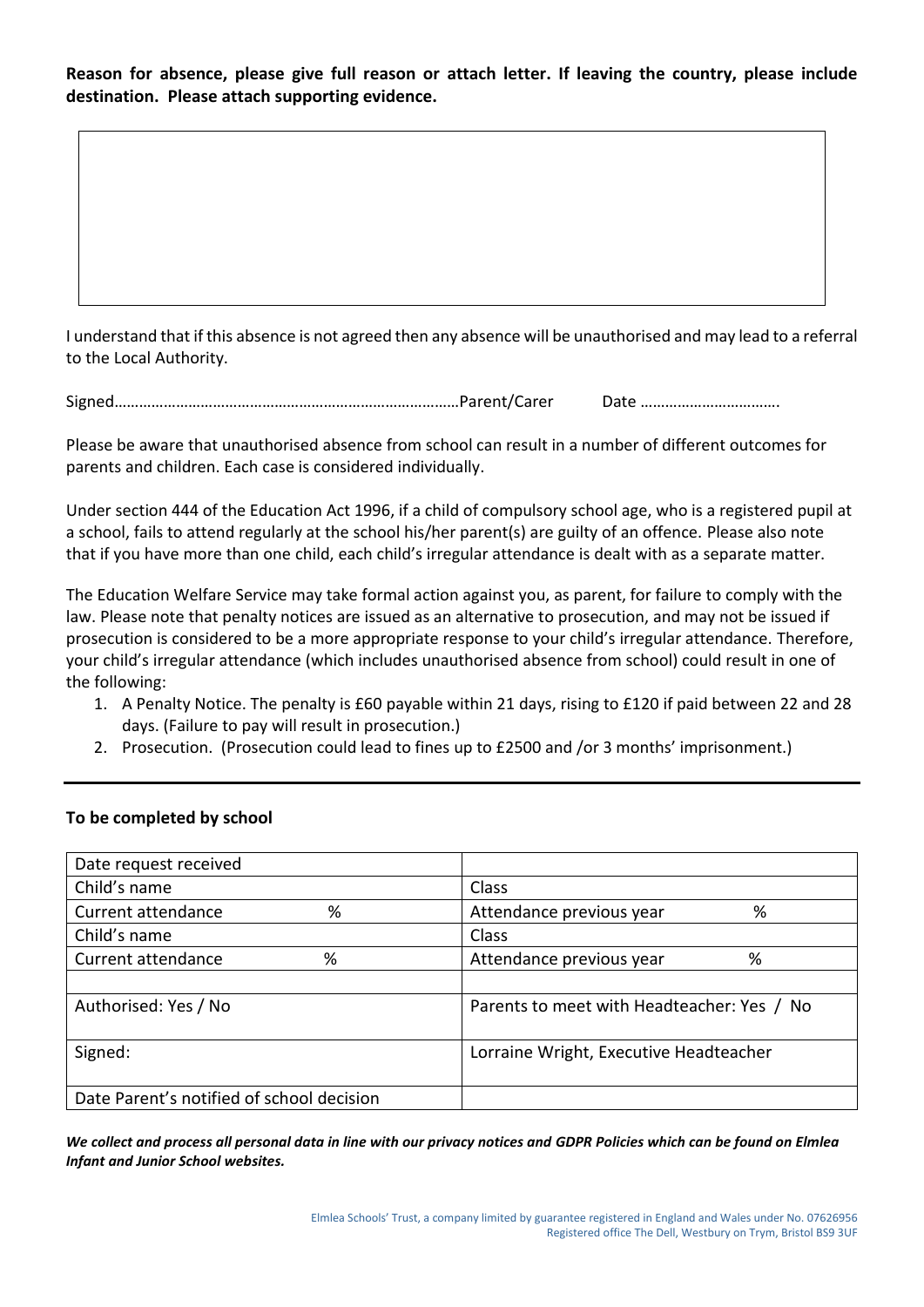**Reason for absence, please give full reason or attach letter. If leaving the country, please include destination. Please attach supporting evidence.**

I understand that if this absence is not agreed then any absence will be unauthorised and may lead to a referral to the Local Authority.

Signed………………………………………………………………………Parent/Carer Date …………………………….

Please be aware that unauthorised absence from school can result in a number of different outcomes for parents and children. Each case is considered individually.

Under section 444 of the Education Act 1996, if a child of compulsory school age, who is a registered pupil at a school, fails to attend regularly at the school his/her parent(s) are guilty of an offence. Please also note that if you have more than one child, each child's irregular attendance is dealt with as a separate matter.

The Education Welfare Service may take formal action against you, as parent, for failure to comply with the law. Please note that penalty notices are issued as an alternative to prosecution, and may not be issued if prosecution is considered to be a more appropriate response to your child's irregular attendance. Therefore, your child's irregular attendance (which includes unauthorised absence from school) could result in one of the following:

1. A Penalty Notice. The penalty is £60 payable within 21 days, rising to £120 if paid between 22 and 28 days. (Failure to pay will result in prosecution.)
2. Prosecution. (Prosecution could lead to fines up to £2500 and /or 3 months' imprisonment.)

---

**To be completed by school**

| | |
|---|---|
| Date request received | |
| Child's name | Class |
| Current attendance % | Attendance previous year % |
| Child's name | Class |
| Current attendance % | Attendance previous year % |
| | |
| Authorised: Yes / No | Parents to meet with Headteacher: Yes / No |
| Signed: | Lorraine Wright, Executive Headteacher |
| Date Parent's notified of school decision | |

***We collect and process all personal data in line with our privacy notices and GDPR Policies which can be found on Elmlea Infant and Junior School websites.***

Elmlea Schools' Trust, a company limited by guarantee registered in England and Wales under No. 07626956
Registered office The Dell, Westbury on Trym, Bristol BS9 3UF